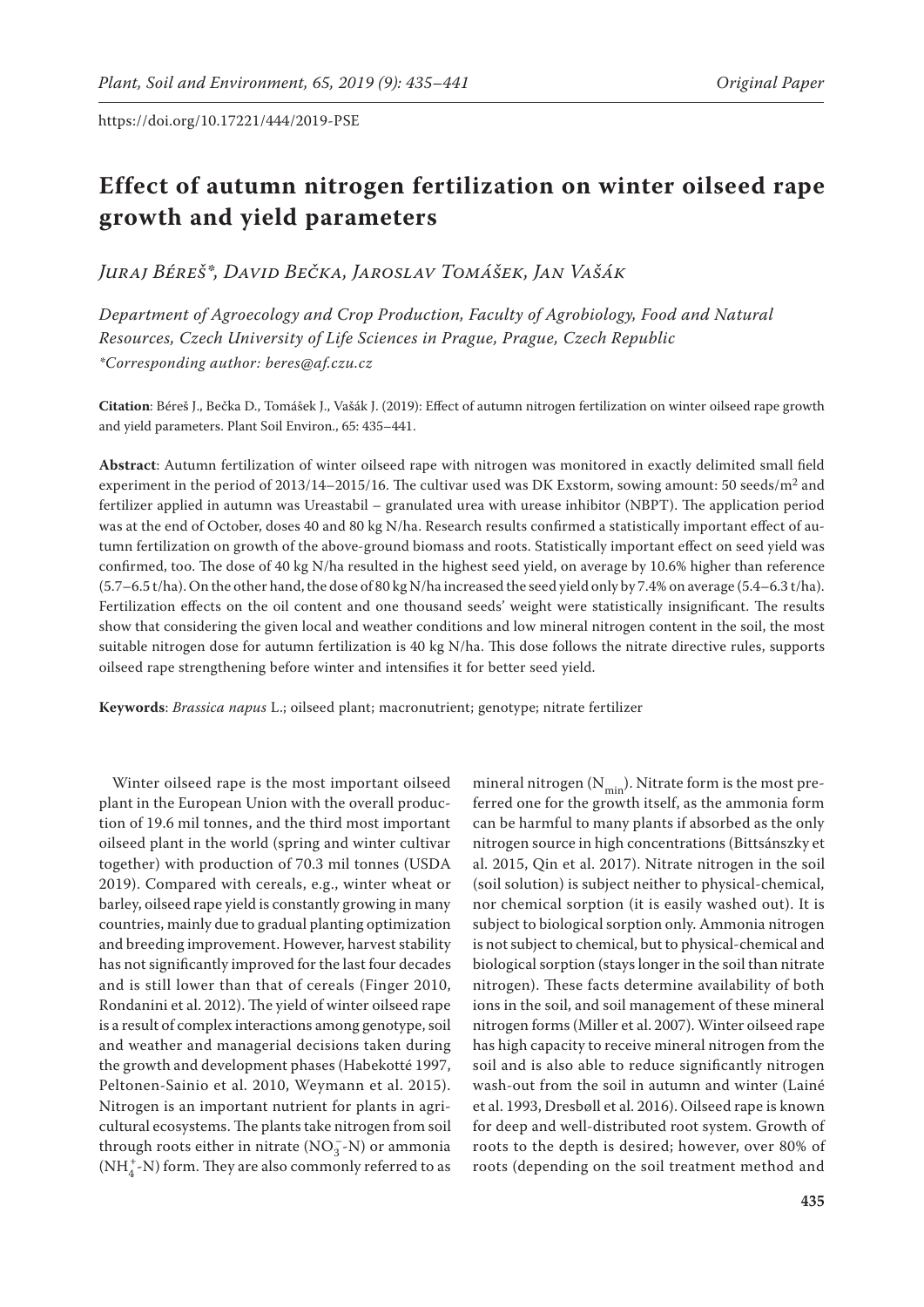https://doi.org/10.17221/444/2019-PSE

# Effect of autumn nitrogen fertilization on winter oilseed rape growth and yield parameters

*Juraj Béreš\*, David Bečka, Jaroslav Tomášek, Jan Vašák*

*Department of Agroecology and Crop Production, Faculty of Agrobiology, Food and Natural Resources, Czech University of Life Sciences in Prague, Prague, Czech Republic*
*\*Corresponding author: beres@af.czu.cz*

**Citation**: Béreš J., Bečka D., Tomášek J., Vašák J. (2019): Effect of autumn nitrogen fertilization on winter oilseed rape growth and yield parameters. Plant Soil Environ., 65: 435–441.

**Abstract**: Autumn fertilization of winter oilseed rape with nitrogen was monitored in exactly delimited small field experiment in the period of 2013/14–2015/16. The cultivar used was DK Exstorm, sowing amount: 50 seeds/m$^2$ and fertilizer applied in autumn was Ureastabil – granulated urea with urease inhibitor (NBPT). The application period was at the end of October, doses 40 and 80 kg N/ha. Research results confirmed a statistically important effect of autumn fertilization on growth of the above-ground biomass and roots. Statistically important effect on seed yield was confirmed, too. The dose of 40 kg N/ha resulted in the highest seed yield, on average by 10.6% higher than reference (5.7–6.5 t/ha). On the other hand, the dose of 80 kg N/ha increased the seed yield only by 7.4% on average (5.4–6.3 t/ha). Fertilization effects on the oil content and one thousand seeds' weight were statistically insignificant. The results show that considering the given local and weather conditions and low mineral nitrogen content in the soil, the most suitable nitrogen dose for autumn fertilization is 40 kg N/ha. This dose follows the nitrate directive rules, supports oilseed rape strengthening before winter and intensifies it for better seed yield.

**Keywords**: *Brassica napus* L.; oilseed plant; macronutrient; genotype; nitrate fertilizer

Winter oilseed rape is the most important oilseed plant in the European Union with the overall production of 19.6 mil tonnes, and the third most important oilseed plant in the world (spring and winter cultivar together) with production of 70.3 mil tonnes (USDA 2019). Compared with cereals, e.g., winter wheat or barley, oilseed rape yield is constantly growing in many countries, mainly due to gradual planting optimization and breeding improvement. However, harvest stability has not significantly improved for the last four decades and is still lower than that of cereals (Finger 2010, Rondanini et al. 2012). The yield of winter oilseed rape is a result of complex interactions among genotype, soil and weather and managerial decisions taken during the growth and development phases (Habekotté 1997, Peltonen-Sainio et al. 2010, Weymann et al. 2015). Nitrogen is an important nutrient for plants in agricultural ecosystems. The plants take nitrogen from soil through roots either in nitrate ($NO_3^-$-N) or ammonia ($NH_4^+$-N) form. They are also commonly referred to as mineral nitrogen ($N_{min}$). Nitrate form is the most preferred one for the growth itself, as the ammonia form can be harmful to many plants if absorbed as the only nitrogen source in high concentrations (Bittsánszky et al. 2015, Qin et al. 2017). Nitrate nitrogen in the soil (soil solution) is subject neither to physical-chemical, nor chemical sorption (it is easily washed out). It is subject to biological sorption only. Ammonia nitrogen is not subject to chemical, but to physical-chemical and biological sorption (stays longer in the soil than nitrate nitrogen). These facts determine availability of both ions in the soil, and soil management of these mineral nitrogen forms (Miller et al. 2007). Winter oilseed rape has high capacity to receive mineral nitrogen from the soil and is also able to reduce significantly nitrogen wash-out from the soil in autumn and winter (Lainé et al. 1993, Dresbøll et al. 2016). Oilseed rape is known for deep and well-distributed root system. Growth of roots to the depth is desired; however, over 80% of roots (depending on the soil treatment method and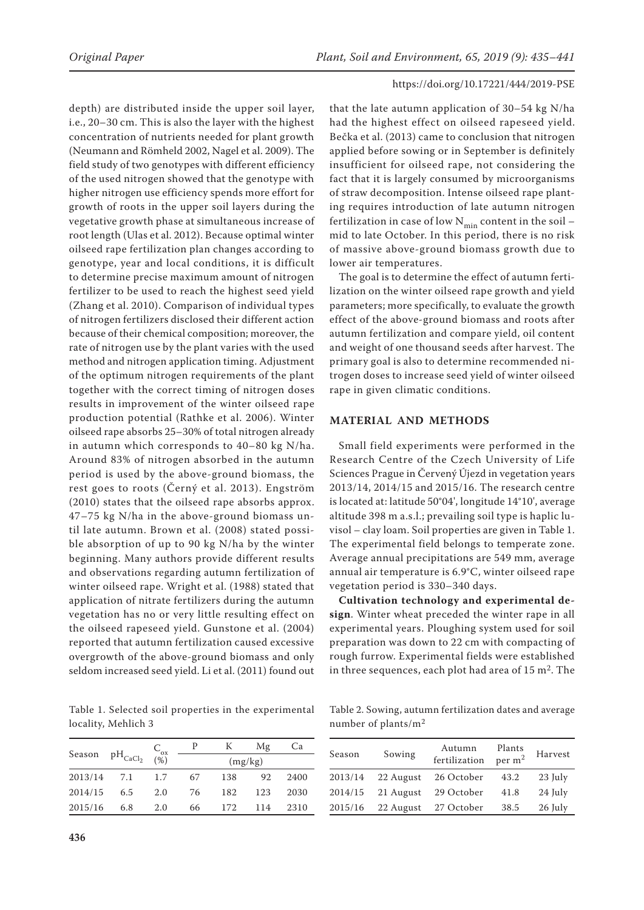depth) are distributed inside the upper soil layer, i.e., 20–30 cm. This is also the layer with the highest concentration of nutrients needed for plant growth (Neumann and Römheld 2002, Nagel et al. 2009). The field study of two genotypes with different efficiency of the used nitrogen showed that the genotype with higher nitrogen use efficiency spends more effort for growth of roots in the upper soil layers during the vegetative growth phase at simultaneous increase of root length (Ulas et al. 2012). Because optimal winter oilseed rape fertilization plan changes according to genotype, year and local conditions, it is difficult to determine precise maximum amount of nitrogen fertilizer to be used to reach the highest seed yield (Zhang et al. 2010). Comparison of individual types of nitrogen fertilizers disclosed their different action because of their chemical composition; moreover, the rate of nitrogen use by the plant varies with the used method and nitrogen application timing. Adjustment of the optimum nitrogen requirements of the plant together with the correct timing of nitrogen doses results in improvement of the winter oilseed rape production potential (Rathke et al. 2006). Winter oilseed rape absorbs 25–30% of total nitrogen already in autumn which corresponds to 40–80 kg N/ha. Around 83% of nitrogen absorbed in the autumn period is used by the above-ground biomass, the rest goes to roots (Černý et al. 2013). Engström (2010) states that the oilseed rape absorbs approx. 47–75 kg N/ha in the above-ground biomass until late autumn. Brown et al. (2008) stated possible absorption of up to 90 kg N/ha by the winter beginning. Many authors provide different results and observations regarding autumn fertilization of winter oilseed rape. Wright et al. (1988) stated that application of nitrate fertilizers during the autumn vegetation has no or very little resulting effect on the oilseed rapeseed yield. Gunstone et al. (2004) reported that autumn fertilization caused excessive overgrowth of the above-ground biomass and only seldom increased seed yield. Li et al. (2011) found out that the late autumn application of 30–54 kg N/ha had the highest effect on oilseed rapeseed yield. Bečka et al. (2013) came to conclusion that nitrogen applied before sowing or in September is definitely insufficient for oilseed rape, not considering the fact that it is largely consumed by microorganisms of straw decomposition. Intense oilseed rape planting requires introduction of late autumn nitrogen fertilization in case of low $N_{min}$ content in the soil – mid to late October. In this period, there is no risk of massive above-ground biomass growth due to lower air temperatures.

The goal is to determine the effect of autumn fertilization on the winter oilseed rape growth and yield parameters; more specifically, to evaluate the growth effect of the above-ground biomass and roots after autumn fertilization and compare yield, oil content and weight of one thousand seeds after harvest. The primary goal is also to determine recommended nitrogen doses to increase seed yield of winter oilseed rape in given climatic conditions.

## MATERIAL AND METHODS

Small field experiments were performed in the Research Centre of the Czech University of Life Sciences Prague in Červený Újezd in vegetation years 2013/14, 2014/15 and 2015/16. The research centre is located at: latitude 50°04', longitude 14°10', average altitude 398 m a.s.l.; prevailing soil type is haplic luvisol – clay loam. Soil properties are given in Table 1. The experimental field belongs to temperate zone. Average annual precipitations are 549 mm, average annual air temperature is 6.9°C, winter oilseed rape vegetation period is 330–340 days.

**Cultivation technology and experimental design**. Winter wheat preceded the winter rape in all experimental years. Ploughing system used for soil preparation was down to 22 cm with compacting of rough furrow. Experimental fields were established in three sequences, each plot had area of 15 m$^2$. The

Table 1. Selected soil properties in the experimental locality, Mehlich 3

| Season | $pH_{CaCl_2}$ | $C_{ox}$ (%) | P | K | Mg | Ca |
|---|---|---|---|---|---|---|
| | | | (mg/kg) | | | |
| 2013/14 | 7.1 | 1.7 | 67 | 138 | 92 | 2400 |
| 2014/15 | 6.5 | 2.0 | 76 | 182 | 123 | 2030 |
| 2015/16 | 6.8 | 2.0 | 66 | 172 | 114 | 2310 |

Table 2. Sowing, autumn fertilization dates and average number of plants/m$^2$

| Season | Sowing | Autumn fertilization | Plants per m$^2$ | Harvest |
|---|---|---|---|---|
| 2013/14 | 22 August | 26 October | 43.2 | 23 July |
| 2014/15 | 21 August | 29 October | 41.8 | 24 July |
| 2015/16 | 22 August | 27 October | 38.5 | 26 July |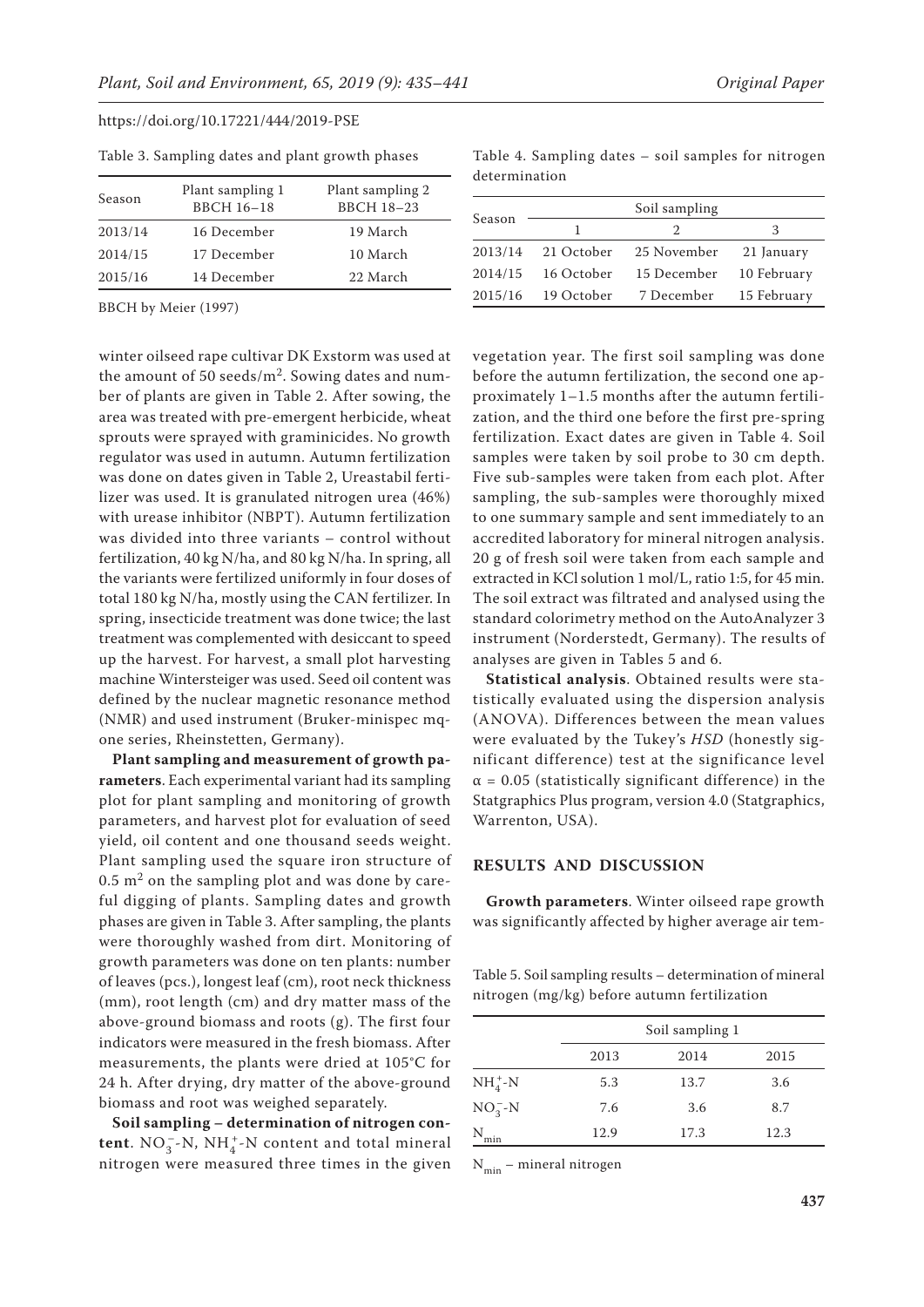Table 3. Sampling dates and plant growth phases

| Season | Plant sampling 1 BBCH 16–18 | Plant sampling 2 BBCH 18–23 |
|---|---|---|
| 2013/14 | 16 December | 19 March |
| 2014/15 | 17 December | 10 March |
| 2015/16 | 14 December | 22 March |

BBCH by Meier (1997)

Table 4. Sampling dates – soil samples for nitrogen determination

| Season | Soil sampling | | |
|---|---|---|---|
| | 1 | 2 | 3 |
| 2013/14 | 21 October | 25 November | 21 January |
| 2014/15 | 16 October | 15 December | 10 February |
| 2015/16 | 19 October | 7 December | 15 February |

winter oilseed rape cultivar DK Exstorm was used at the amount of 50 seeds/$m^2$. Sowing dates and number of plants are given in Table 2. After sowing, the area was treated with pre-emergent herbicide, wheat sprouts were sprayed with graminicides. No growth regulator was used in autumn. Autumn fertilization was done on dates given in Table 2, Ureastabil fertilizer was used. It is granulated nitrogen urea (46%) with urease inhibitor (NBPT). Autumn fertilization was divided into three variants – control without fertilization, 40 kg N/ha, and 80 kg N/ha. In spring, all the variants were fertilized uniformly in four doses of total 180 kg N/ha, mostly using the CAN fertilizer. In spring, insecticide treatment was done twice; the last treatment was complemented with desiccant to speed up the harvest. For harvest, a small plot harvesting machine Wintersteiger was used. Seed oil content was defined by the nuclear magnetic resonance method (NMR) and used instrument (Bruker-minispec mq-one series, Rheinstetten, Germany).

**Plant sampling and measurement of growth parameters**. Each experimental variant had its sampling plot for plant sampling and monitoring of growth parameters, and harvest plot for evaluation of seed yield, oil content and one thousand seeds weight. Plant sampling used the square iron structure of 0.5 $m^2$ on the sampling plot and was done by careful digging of plants. Sampling dates and growth phases are given in Table 3. After sampling, the plants were thoroughly washed from dirt. Monitoring of growth parameters was done on ten plants: number of leaves (pcs.), longest leaf (cm), root neck thickness (mm), root length (cm) and dry matter mass of the above-ground biomass and roots (g). The first four indicators were measured in the fresh biomass. After measurements, the plants were dried at 105°C for 24 h. After drying, dry matter of the above-ground biomass and root was weighed separately.

**Soil sampling – determination of nitrogen content**. $NO_3^-$-N, $NH_4^+$-N content and total mineral nitrogen were measured three times in the given vegetation year. The first soil sampling was done before the autumn fertilization, the second one approximately 1–1.5 months after the autumn fertilization, and the third one before the first pre-spring fertilization. Exact dates are given in Table 4. Soil samples were taken by soil probe to 30 cm depth. Five sub-samples were taken from each plot. After sampling, the sub-samples were thoroughly mixed to one summary sample and sent immediately to an accredited laboratory for mineral nitrogen analysis. 20 g of fresh soil were taken from each sample and extracted in KCl solution 1 mol/L, ratio 1:5, for 45 min. The soil extract was filtrated and analysed using the standard colorimetry method on the AutoAnalyzer 3 instrument (Norderstedt, Germany). The results of analyses are given in Tables 5 and 6.

**Statistical analysis**. Obtained results were statistically evaluated using the dispersion analysis (ANOVA). Differences between the mean values were evaluated by the Tukey's *HSD* (honestly significant difference) test at the significance level $\alpha = 0.05$ (statistically significant difference) in the Statgraphics Plus program, version 4.0 (Statgraphics, Warrenton, USA).

## RESULTS AND DISCUSSION

**Growth parameters**. Winter oilseed rape growth was significantly affected by higher average air tem-

Table 5. Soil sampling results – determination of mineral nitrogen (mg/kg) before autumn fertilization

| | Soil sampling 1 | | |
|---|---|---|---|
| | 2013 | 2014 | 2015 |
| $NH_4^+$-N | 5.3 | 13.7 | 3.6 |
| $NO_3^-$-N | 7.6 | 3.6 | 8.7 |
| $N_{min}$ | 12.9 | 17.3 | 12.3 |

$N_{min}$ – mineral nitrogen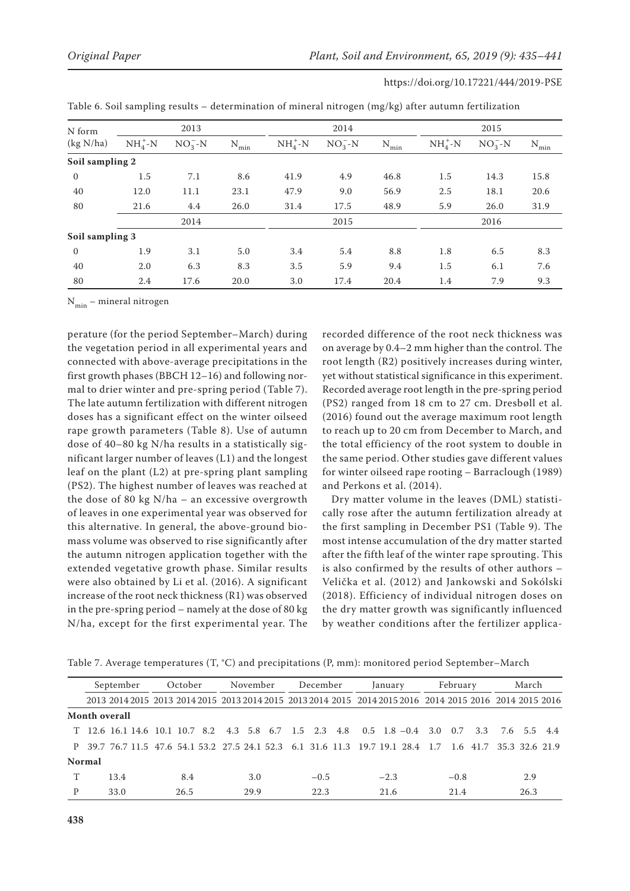Table 6. Soil sampling results – determination of mineral nitrogen (mg/kg) after autumn fertilization

| N form (kg N/ha) | 2013 | | | 2014 | | | 2015 | | |
|---|---|---|---|---|---|---|---|---|---|
| | $NH_4^+$-N | $NO_3^-$-N | $N_{min}$ | $NH_4^+$-N | $NO_3^-$-N | $N_{min}$ | $NH_4^+$-N | $NO_3^-$-N | $N_{min}$ |
| **Soil sampling 2** | | | | | | | | | |
| 0 | 1.5 | 7.1 | 8.6 | 41.9 | 4.9 | 46.8 | 1.5 | 14.3 | 15.8 |
| 40 | 12.0 | 11.1 | 23.1 | 47.9 | 9.0 | 56.9 | 2.5 | 18.1 | 20.6 |
| 80 | 21.6 | 4.4 | 26.0 | 31.4 | 17.5 | 48.9 | 5.9 | 26.0 | 31.9 |
| | 2014 | | | 2015 | | | 2016 | | |
| **Soil sampling 3** | | | | | | | | | |
| 0 | 1.9 | 3.1 | 5.0 | 3.4 | 5.4 | 8.8 | 1.8 | 6.5 | 8.3 |
| 40 | 2.0 | 6.3 | 8.3 | 3.5 | 5.9 | 9.4 | 1.5 | 6.1 | 7.6 |
| 80 | 2.4 | 17.6 | 20.0 | 3.0 | 17.4 | 20.4 | 1.4 | 7.9 | 9.3 |

$N_{min}$ – mineral nitrogen

perature (for the period September–March) during the vegetation period in all experimental years and connected with above-average precipitations in the first growth phases (BBCH 12–16) and following normal to drier winter and pre-spring period (Table 7). The late autumn fertilization with different nitrogen doses has a significant effect on the winter oilseed rape growth parameters (Table 8). Use of autumn dose of 40–80 kg N/ha results in a statistically significant larger number of leaves (L1) and the longest leaf on the plant (L2) at pre-spring plant sampling (PS2). The highest number of leaves was reached at the dose of 80 kg N/ha – an excessive overgrowth of leaves in one experimental year was observed for this alternative. In general, the above-ground biomass volume was observed to rise significantly after the autumn nitrogen application together with the extended vegetative growth phase. Similar results were also obtained by Li et al. (2016). A significant increase of the root neck thickness (R1) was observed in the pre-spring period – namely at the dose of 80 kg N/ha, except for the first experimental year. The recorded difference of the root neck thickness was on average by 0.4–2 mm higher than the control. The root length (R2) positively increases during winter, yet without statistical significance in this experiment. Recorded average root length in the pre-spring period (PS2) ranged from 18 cm to 27 cm. Dresbøll et al. (2016) found out the average maximum root length to reach up to 20 cm from December to March, and the total efficiency of the root system to double in the same period. Other studies gave different values for winter oilseed rape rooting – Barraclough (1989) and Perkons et al. (2014).

Dry matter volume in the leaves (DML) statistically rose after the autumn fertilization already at the first sampling in December PS1 (Table 9). The most intense accumulation of the dry matter started after the fifth leaf of the winter rape sprouting. This is also confirmed by the results of other authors – Velička et al. (2012) and Jankowski and Sokólski (2018). Efficiency of individual nitrogen doses on the dry matter growth was significantly influenced by weather conditions after the fertilizer applica-

Table 7. Average temperatures (T, °C) and precipitations (P, mm): monitored period September–March

| | September | | | October | | | November | | | December | | | January | | | February | | | March | | |
|---|---|---|---|---|---|---|---|---|---|---|---|---|---|---|---|---|---|---|---|---|---|
| | 2013 | 2014 | 2015 | 2013 | 2014 | 2015 | 2013 | 2014 | 2015 | 2013 | 2014 | 2015 | 2014 | 2015 | 2016 | 2014 | 2015 | 2016 | 2014 | 2015 | 2016 |
| **Month overall** | | | | | | | | | | | | | | | | | | | | | |
| T | 12.6 | 16.1 | 14.6 | 10.1 | 10.7 | 8.2 | 4.3 | 5.8 | 6.7 | 1.5 | 2.3 | 4.8 | 0.5 | 1.8 | −0.4 | 3.0 | 0.7 | 3.3 | 7.6 | 5.5 | 4.4 |
| P | 39.7 | 76.7 | 11.5 | 47.6 | 54.1 | 53.2 | 27.5 | 24.1 | 52.3 | 6.1 | 31.6 | 11.3 | 19.7 | 19.1 | 28.4 | 1.7 | 1.6 | 41.7 | 35.3 | 32.6 | 21.9 |
| **Normal** | | | | | | | | | | | | | | | | | | | | | |
| T | 13.4 | | | 8.4 | | | 3.0 | | | −0.5 | | | −2.3 | | | −0.8 | | | 2.9 | | |
| P | 33.0 | | | 26.5 | | | 29.9 | | | 22.3 | | | 21.6 | | | 21.4 | | | 26.3 | | |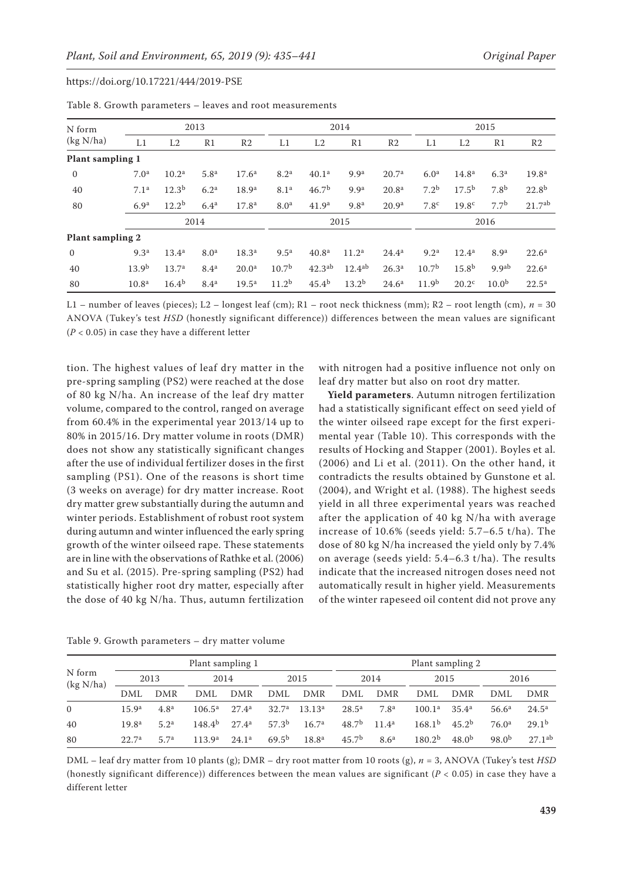Table 8. Growth parameters – leaves and root measurements

| N form (kg N/ha) | 2013 | | | | 2014 | | | | 2015 | | | |
|---|---|---|---|---|---|---|---|---|---|---|---|---|
| | L1 | L2 | R1 | R2 | L1 | L2 | R1 | R2 | L1 | L2 | R1 | R2 |
| **Plant sampling 1** | | | | | | | | | | | | |
| 0 | $7.0^{a}$ | $10.2^{a}$ | $5.8^{a}$ | $17.6^{a}$ | $8.2^{a}$ | $40.1^{a}$ | $9.9^{a}$ | $20.7^{a}$ | $6.0^{a}$ | $14.8^{a}$ | $6.3^{a}$ | $19.8^{a}$ |
| 40 | $7.1^{a}$ | $12.3^{b}$ | $6.2^{a}$ | $18.9^{a}$ | $8.1^{a}$ | $46.7^{b}$ | $9.9^{a}$ | $20.8^{a}$ | $7.2^{b}$ | $17.5^{b}$ | $7.8^{b}$ | $22.8^{b}$ |
| 80 | $6.9^{a}$ | $12.2^{b}$ | $6.4^{a}$ | $17.8^{a}$ | $8.0^{a}$ | $41.9^{a}$ | $9.8^{a}$ | $20.9^{a}$ | $7.8^{c}$ | $19.8^{c}$ | $7.7^{b}$ | $21.7^{ab}$ |
| | 2014 | | | | 2015 | | | | 2016 | | | |
| **Plant sampling 2** | | | | | | | | | | | | |
| 0 | $9.3^{a}$ | $13.4^{a}$ | $8.0^{a}$ | $18.3^{a}$ | $9.5^{a}$ | $40.8^{a}$ | $11.2^{a}$ | $24.4^{a}$ | $9.2^{a}$ | $12.4^{a}$ | $8.9^{a}$ | $22.6^{a}$ |
| 40 | $13.9^{b}$ | $13.7^{a}$ | $8.4^{a}$ | $20.0^{a}$ | $10.7^{b}$ | $42.3^{ab}$ | $12.4^{ab}$ | $26.3^{a}$ | $10.7^{b}$ | $15.8^{b}$ | $9.9^{ab}$ | $22.6^{a}$ |
| 80 | $10.8^{a}$ | $16.4^{b}$ | $8.4^{a}$ | $19.5^{a}$ | $11.2^{b}$ | $45.4^{b}$ | $13.2^{b}$ | $24.6^{a}$ | $11.9^{b}$ | $20.2^{c}$ | $10.0^{b}$ | $22.5^{a}$ |

L1 – number of leaves (pieces); L2 – longest leaf (cm); R1 – root neck thickness (mm); R2 – root length (cm), $n = 30$ ANOVA (Tukey's test *HSD* (honestly significant difference)) differences between the mean values are significant ($P < 0.05$) in case they have a different letter

tion. The highest values of leaf dry matter in the pre-spring sampling (PS2) were reached at the dose of 80 kg N/ha. An increase of the leaf dry matter volume, compared to the control, ranged on average from 60.4% in the experimental year 2013/14 up to 80% in 2015/16. Dry matter volume in roots (DMR) does not show any statistically significant changes after the use of individual fertilizer doses in the first sampling (PS1). One of the reasons is short time (3 weeks on average) for dry matter increase. Root dry matter grew substantially during the autumn and winter periods. Establishment of robust root system during autumn and winter influenced the early spring growth of the winter oilseed rape. These statements are in line with the observations of Rathke et al. (2006) and Su et al. (2015). Pre-spring sampling (PS2) had statistically higher root dry matter, especially after the dose of 40 kg N/ha. Thus, autumn fertilization with nitrogen had a positive influence not only on leaf dry matter but also on root dry matter.

**Yield parameters**. Autumn nitrogen fertilization had a statistically significant effect on seed yield of the winter oilseed rape except for the first experimental year (Table 10). This corresponds with the results of Hocking and Stapper (2001). Boyles et al. (2006) and Li et al. (2011). On the other hand, it contradicts the results obtained by Gunstone et al. (2004), and Wright et al. (1988). The highest seeds yield in all three experimental years was reached after the application of 40 kg N/ha with average increase of 10.6% (seeds yield: 5.7–6.5 t/ha). The dose of 80 kg N/ha increased the yield only by 7.4% on average (seeds yield: 5.4–6.3 t/ha). The results indicate that the increased nitrogen doses need not automatically result in higher yield. Measurements of the winter rapeseed oil content did not prove any

Table 9. Growth parameters – dry matter volume

| N form (kg N/ha) | Plant sampling 1 | | | | | | Plant sampling 2 | | | | | |
|---|---|---|---|---|---|---|---|---|---|---|---|---|
| | 2013 | | 2014 | | 2015 | | 2014 | | 2015 | | 2016 | |
| | DML | DMR | DML | DMR | DML | DMR | DML | DMR | DML | DMR | DML | DMR |
| 0 | $15.9^{a}$ | $4.8^{a}$ | $106.5^{a}$ | $27.4^{a}$ | $32.7^{a}$ | $13.13^{a}$ | $28.5^{a}$ | $7.8^{a}$ | $100.1^{a}$ | $35.4^{a}$ | $56.6^{a}$ | $24.5^{a}$ |
| 40 | $19.8^{a}$ | $5.2^{a}$ | $148.4^{b}$ | $27.4^{a}$ | $57.3^{b}$ | $16.7^{a}$ | $48.7^{b}$ | $11.4^{a}$ | $168.1^{b}$ | $45.2^{b}$ | $76.0^{a}$ | $29.1^{b}$ |
| 80 | $22.7^{a}$ | $5.7^{a}$ | $113.9^{a}$ | $24.1^{a}$ | $69.5^{b}$ | $18.8^{a}$ | $45.7^{b}$ | $8.6^{a}$ | $180.2^{b}$ | $48.0^{b}$ | $98.0^{b}$ | $27.1^{ab}$ |

DML – leaf dry matter from 10 plants (g); DMR – dry root matter from 10 roots (g), $n = 3$, ANOVA (Tukey's test *HSD* (honestly significant difference)) differences between the mean values are significant ($P < 0.05$) in case they have a different letter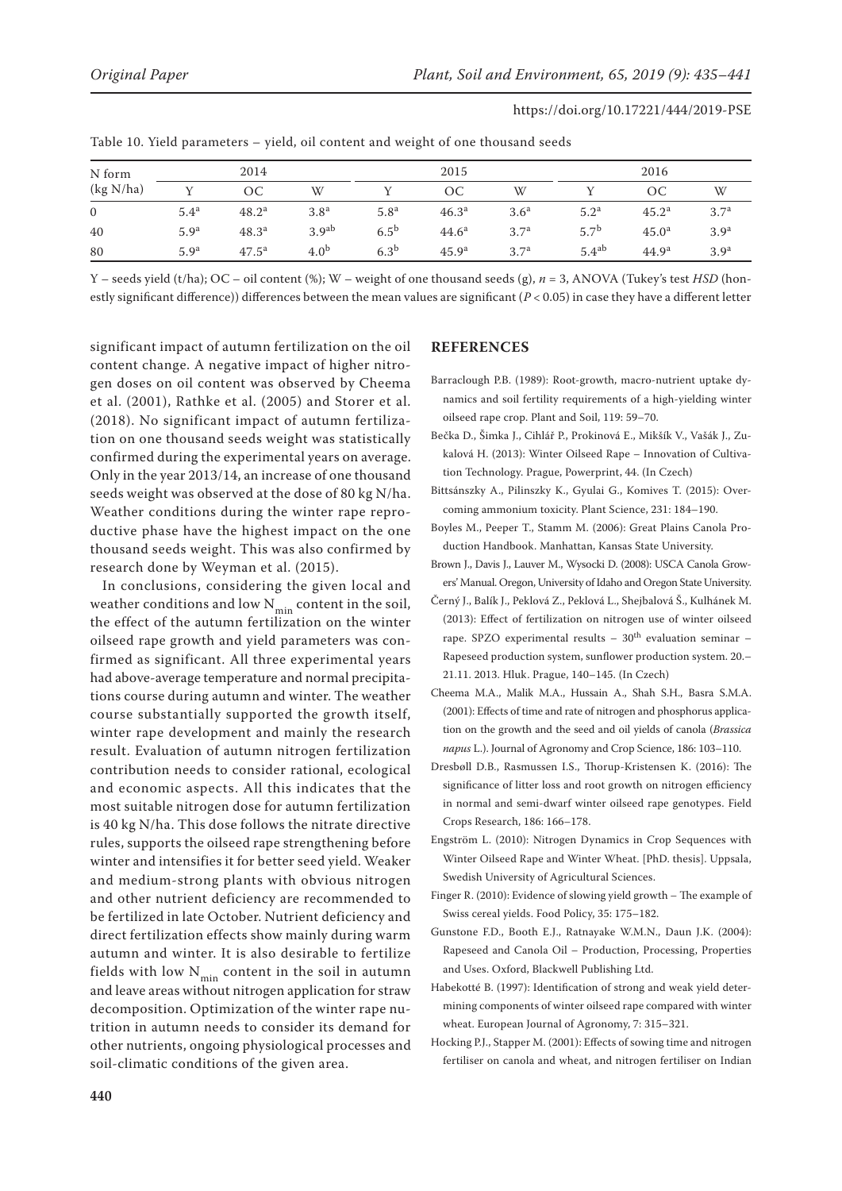Table 10. Yield parameters – yield, oil content and weight of one thousand seeds

| N form (kg N/ha) | 2014 | | | 2015 | | | 2016 | | |
|---|---|---|---|---|---|---|---|---|---|
| | Y | OC | W | Y | OC | W | Y | OC | W |
| 0 | 5.4[a] | 48.2[a] | 3.8[a] | 5.8[a] | 46.3[a] | 3.6[a] | 5.2[a] | 45.2[a] | 3.7[a] |
| 40 | 5.9[a] | 48.3[a] | 3.9[ab] | 6.5[b] | 44.6[a] | 3.7[a] | 5.7[b] | 45.0[a] | 3.9[a] |
| 80 | 5.9[a] | 47.5[a] | 4.0[b] | 6.3[b] | 45.9[a] | 3.7[a] | 5.4[ab] | 44.9[a] | 3.9[a] |

Y – seeds yield (t/ha); OC – oil content (%); W – weight of one thousand seeds (g), $n = 3$, ANOVA (Tukey's test *HSD* (honestly significant difference)) differences between the mean values are significant ($P < 0.05$) in case they have a different letter

significant impact of autumn fertilization on the oil content change. A negative impact of higher nitrogen doses on oil content was observed by Cheema et al. (2001), Rathke et al. (2005) and Storer et al. (2018). No significant impact of autumn fertilization on one thousand seeds weight was statistically confirmed during the experimental years on average. Only in the year 2013/14, an increase of one thousand seeds weight was observed at the dose of 80 kg N/ha. Weather conditions during the winter rape reproductive phase have the highest impact on the one thousand seeds weight. This was also confirmed by research done by Weyman et al. (2015).

In conclusions, considering the given local and weather conditions and low $N_{min}$ content in the soil, the effect of the autumn fertilization on the winter oilseed rape growth and yield parameters was confirmed as significant. All three experimental years had above-average temperature and normal precipitations course during autumn and winter. The weather course substantially supported the growth itself, winter rape development and mainly the research result. Evaluation of autumn nitrogen fertilization contribution needs to consider rational, ecological and economic aspects. All this indicates that the most suitable nitrogen dose for autumn fertilization is 40 kg N/ha. This dose follows the nitrate directive rules, supports the oilseed rape strengthening before winter and intensifies it for better seed yield. Weaker and medium-strong plants with obvious nitrogen and other nutrient deficiency are recommended to be fertilized in late October. Nutrient deficiency and direct fertilization effects show mainly during warm autumn and winter. It is also desirable to fertilize fields with low $N_{min}$ content in the soil in autumn and leave areas without nitrogen application for straw decomposition. Optimization of the winter rape nutrition in autumn needs to consider its demand for other nutrients, ongoing physiological processes and soil-climatic conditions of the given area.

## REFERENCES

Barraclough P.B. (1989): Root-growth, macro-nutrient uptake dynamics and soil fertility requirements of a high-yielding winter oilseed rape crop. Plant and Soil, 119: 59–70.

Bečka D., Šimka J., Cihlář P., Prokinová E., Mikšík V., Vašák J., Zukalová H. (2013): Winter Oilseed Rape – Innovation of Cultivation Technology. Prague, Powerprint, 44. (In Czech)

Bittsánszky A., Pilinszky K., Gyulai G., Komives T. (2015): Overcoming ammonium toxicity. Plant Science, 231: 184–190.

Boyles M., Peeper T., Stamm M. (2006): Great Plains Canola Production Handbook. Manhattan, Kansas State University.

Brown J., Davis J., Lauver M., Wysocki D. (2008): USCA Canola Growers' Manual. Oregon, University of Idaho and Oregon State University.

Černý J., Balík J., Peklová Z., Peklová L., Shejbalová Š., Kulhánek M. (2013): Effect of fertilization on nitrogen use of winter oilseed rape. SPZO experimental results – 30[th] evaluation seminar – Rapeseed production system, sunflower production system. 20.–21.11. 2013. Hluk. Prague, 140–145. (In Czech)

Cheema M.A., Malik M.A., Hussain A., Shah S.H., Basra S.M.A. (2001): Effects of time and rate of nitrogen and phosphorus application on the growth and the seed and oil yields of canola (*Brassica napus* L.). Journal of Agronomy and Crop Science, 186: 103–110.

Dresbøll D.B., Rasmussen I.S., Thorup-Kristensen K. (2016): The significance of litter loss and root growth on nitrogen efficiency in normal and semi-dwarf winter oilseed rape genotypes. Field Crops Research, 186: 166–178.

Engström L. (2010): Nitrogen Dynamics in Crop Sequences with Winter Oilseed Rape and Winter Wheat. [PhD. thesis]. Uppsala, Swedish University of Agricultural Sciences.

Finger R. (2010): Evidence of slowing yield growth – The example of Swiss cereal yields. Food Policy, 35: 175–182.

Gunstone F.D., Booth E.J., Ratnayake W.M.N., Daun J.K. (2004): Rapeseed and Canola Oil – Production, Processing, Properties and Uses. Oxford, Blackwell Publishing Ltd.

Habekotté B. (1997): Identification of strong and weak yield determining components of winter oilseed rape compared with winter wheat. European Journal of Agronomy, 7: 315–321.

Hocking P.J., Stapper M. (2001): Effects of sowing time and nitrogen fertiliser on canola and wheat, and nitrogen fertiliser on Indian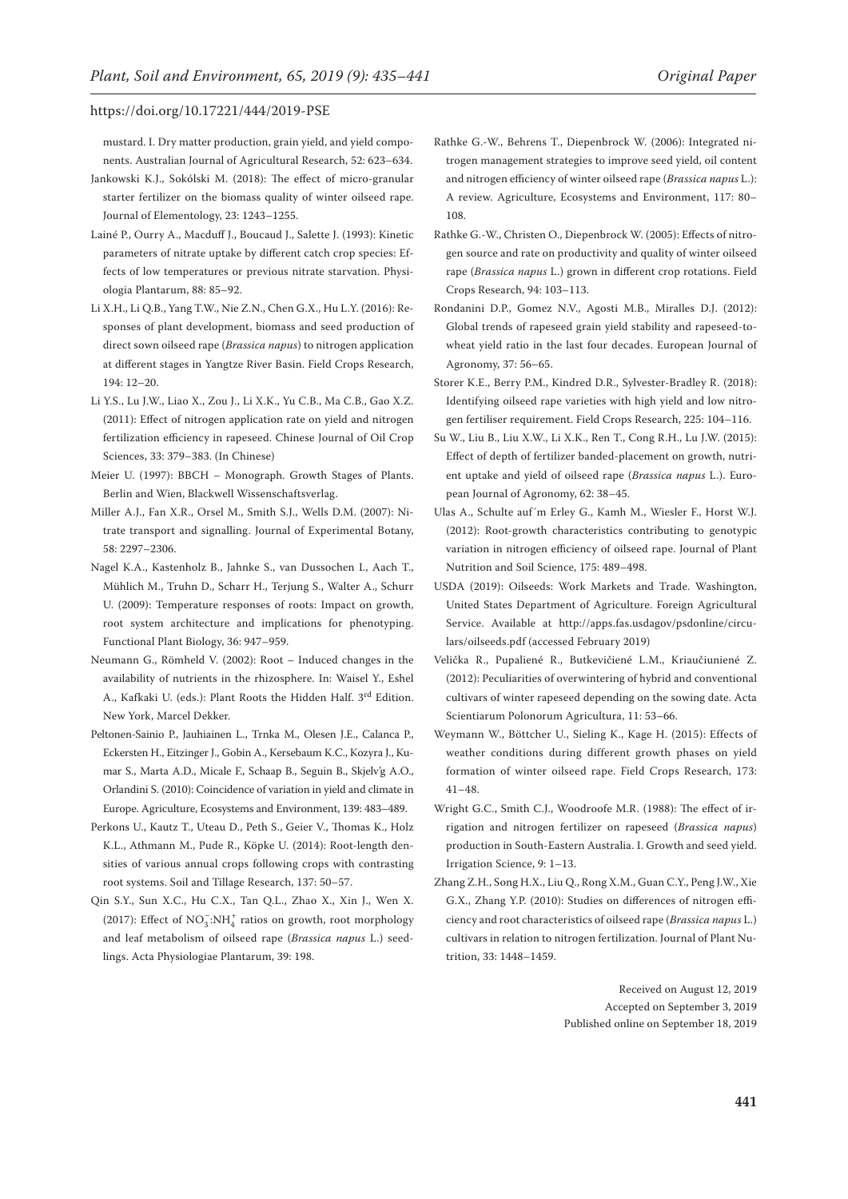mustard. I. Dry matter production, grain yield, and yield components. Australian Journal of Agricultural Research, 52: 623–634.

Jankowski K.J., Sokólski M. (2018): The effect of micro-granular starter fertilizer on the biomass quality of winter oilseed rape. Journal of Elementology, 23: 1243–1255.

Lainé P., Ourry A., Macduff J., Boucaud J., Salette J. (1993): Kinetic parameters of nitrate uptake by different catch crop species: Effects of low temperatures or previous nitrate starvation. Physiologia Plantarum, 88: 85–92.

Li X.H., Li Q.B., Yang T.W., Nie Z.N., Chen G.X., Hu L.Y. (2016): Responses of plant development, biomass and seed production of direct sown oilseed rape (*Brassica napus*) to nitrogen application at different stages in Yangtze River Basin. Field Crops Research, 194: 12–20.

Li Y.S., Lu J.W., Liao X., Zou J., Li X.K., Yu C.B., Ma C.B., Gao X.Z. (2011): Effect of nitrogen application rate on yield and nitrogen fertilization efficiency in rapeseed. Chinese Journal of Oil Crop Sciences, 33: 379–383. (In Chinese)

Meier U. (1997): BBCH – Monograph. Growth Stages of Plants. Berlin and Wien, Blackwell Wissenschaftsverlag.

Miller A.J., Fan X.R., Orsel M., Smith S.J., Wells D.M. (2007): Nitrate transport and signalling. Journal of Experimental Botany, 58: 2297–2306.

Nagel K.A., Kastenholz B., Jahnke S., van Dussochen I., Aach T., Mühlich M., Truhn D., Scharr H., Terjung S., Walter A., Schurr U. (2009): Temperature responses of roots: Impact on growth, root system architecture and implications for phenotyping. Functional Plant Biology, 36: 947–959.

Neumann G., Römheld V. (2002): Root – Induced changes in the availability of nutrients in the rhizosphere. In: Waisel Y., Eshel A., Kafkaki U. (eds.): Plant Roots the Hidden Half. 3rd Edition. New York, Marcel Dekker.

Peltonen-Sainio P., Jauhiainen L., Trnka M., Olesen J.E., Calanca P., Eckersten H., Eitzinger J., Gobin A., Kersebaum K.C., Kozyra J., Kumar S., Marta A.D., Micale F., Schaap B., Seguin B., Skjelv'g A.O., Orlandini S. (2010): Coincidence of variation in yield and climate in Europe. Agriculture, Ecosystems and Environment, 139: 483–489.

Perkons U., Kautz T., Uteau D., Peth S., Geier V., Thomas K., Holz K.L., Athmann M., Pude R., Köpke U. (2014): Root-length densities of various annual crops following crops with contrasting root systems. Soil and Tillage Research, 137: 50–57.

Qin S.Y., Sun X.C., Hu C.X., Tan Q.L., Zhao X., Xin J., Wen X. (2017): Effect of $NO_3^-$:$NH_4^+$ ratios on growth, root morphology and leaf metabolism of oilseed rape (*Brassica napus* L.) seedlings. Acta Physiologiae Plantarum, 39: 198.

Rathke G.-W., Behrens T., Diepenbrock W. (2006): Integrated nitrogen management strategies to improve seed yield, oil content and nitrogen efficiency of winter oilseed rape (*Brassica napus* L.): A review. Agriculture, Ecosystems and Environment, 117: 80–108.

Rathke G.-W., Christen O., Diepenbrock W. (2005): Effects of nitrogen source and rate on productivity and quality of winter oilseed rape (*Brassica napus* L.) grown in different crop rotations. Field Crops Research, 94: 103–113.

Rondanini D.P., Gomez N.V., Agosti M.B., Miralles D.J. (2012): Global trends of rapeseed grain yield stability and rapeseed-to-wheat yield ratio in the last four decades. European Journal of Agronomy, 37: 56–65.

Storer K.E., Berry P.M., Kindred D.R., Sylvester-Bradley R. (2018): Identifying oilseed rape varieties with high yield and low nitrogen fertiliser requirement. Field Crops Research, 225: 104–116.

Su W., Liu B., Liu X.W., Li X.K., Ren T., Cong R.H., Lu J.W. (2015): Effect of depth of fertilizer banded-placement on growth, nutrient uptake and yield of oilseed rape (*Brassica napus* L.). European Journal of Agronomy, 62: 38–45.

Ulas A., Schulte auf´m Erley G., Kamh M., Wiesler F., Horst W.J. (2012): Root-growth characteristics contributing to genotypic variation in nitrogen efficiency of oilseed rape. Journal of Plant Nutrition and Soil Science, 175: 489–498.

USDA (2019): Oilseeds: Work Markets and Trade. Washington, United States Department of Agriculture. Foreign Agricultural Service. Available at http://apps.fas.usdagov/psdonline/circulars/oilseeds.pdf (accessed February 2019)

Velička R., Pupalienė R., Butkevičienė L.M., Kriaučiunienė Z. (2012): Peculiarities of overwintering of hybrid and conventional cultivars of winter rapeseed depending on the sowing date. Acta Scientiarum Polonorum Agricultura, 11: 53–66.

Weymann W., Böttcher U., Sieling K., Kage H. (2015): Effects of weather conditions during different growth phases on yield formation of winter oilseed rape. Field Crops Research, 173: 41–48.

Wright G.C., Smith C.J., Woodroofe M.R. (1988): The effect of irrigation and nitrogen fertilizer on rapeseed (*Brassica napus*) production in South-Eastern Australia. I. Growth and seed yield. Irrigation Science, 9: 1–13.

Zhang Z.H., Song H.X., Liu Q., Rong X.M., Guan C.Y., Peng J.W., Xie G.X., Zhang Y.P. (2010): Studies on differences of nitrogen efficiency and root characteristics of oilseed rape (*Brassica napus* L.) cultivars in relation to nitrogen fertilization. Journal of Plant Nutrition, 33: 1448–1459.

Received on August 12, 2019
Accepted on September 3, 2019
Published online on September 18, 2019